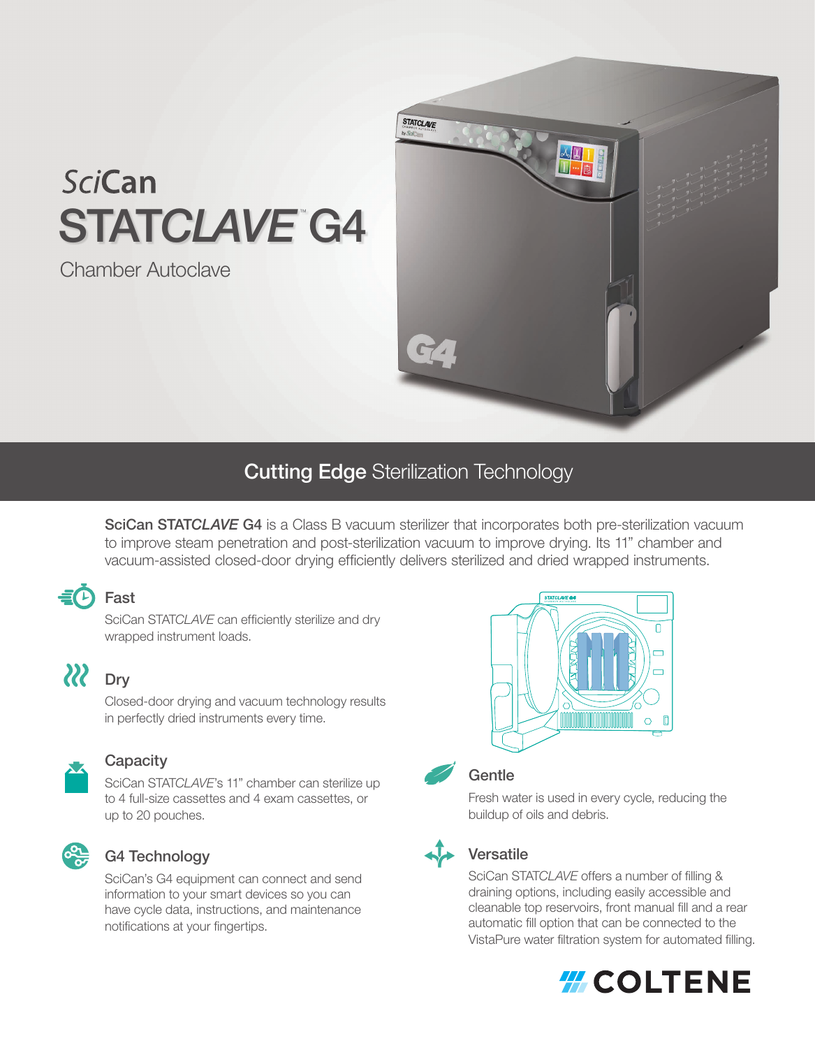SciCan

# STATC*LAVE*™ G4

Chamber Autoclave

## **Cutting Edge** Sterilization Technology

**SciCan STATC*LAVE* G4** is a Class B vacuum sterilizer that incorporates both pre-sterilization vacuum to improve steam penetration and post-sterilization vacuum to improve drying. Its 11" chamber and vacuum-assisted closed-door drying efficiently delivers sterilized and dried wrapped instruments.

### Fast

SciCan STATC*LAVE* can efficiently sterilize and dry wrapped instrument loads.

### Dry

Closed-door drying and vacuum technology results in perfectly dried instruments every time.

### Capacity

SciCan STATC*LAVE*'s 11" chamber can sterilize up to 4 full-size cassettes and 4 exam cassettes, or up to 20 pouches.

### G4 Technology

SciCan's G4 equipment can connect and send information to your smart devices so you can have cycle data, instructions, and maintenance notifications at your fingertips.

### Gentle

Fresh water is used in every cycle, reducing the buildup of oils and debris.

### Versatile

SciCan STATC*LAVE* offers a number of filling & draining options, including easily accessible and cleanable top reservoirs, front manual fill and a rear automatic fill option that can be connected to the VistaPure water filtration system for automated filling.

COLTENE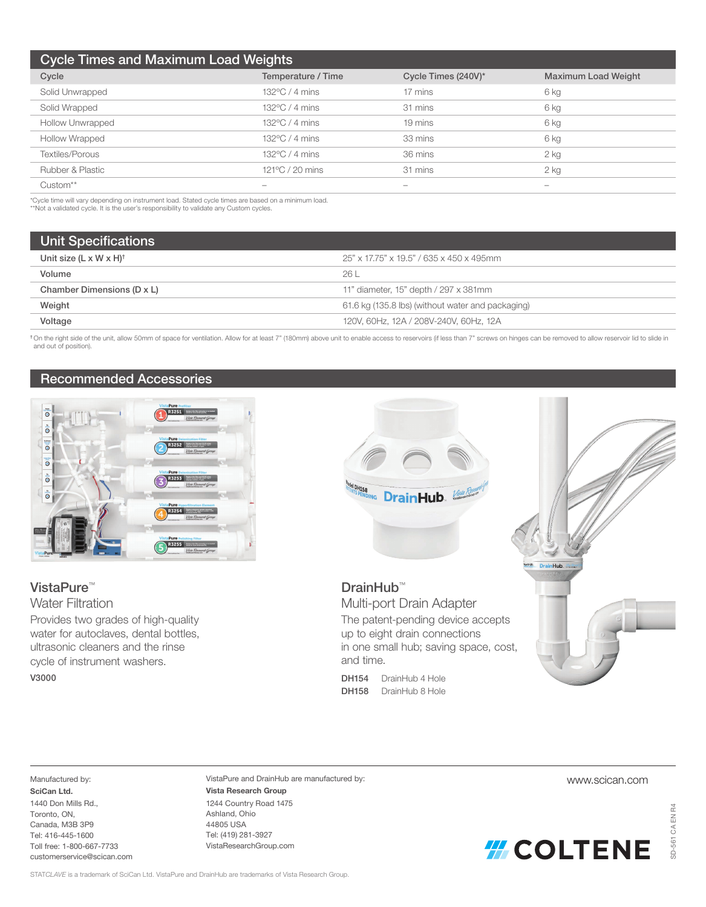## Cycle Times and Maximum Load Weights

| Cycle | Temperature / Time | Cycle Times (240V)* | Maximum Load Weight |
|---|---|---|---|
| Solid Unwrapped | 132ºC / 4 mins | 17 mins | 6 kg |
| Solid Wrapped | 132ºC / 4 mins | 31 mins | 6 kg |
| Hollow Unwrapped | 132ºC / 4 mins | 19 mins | 6 kg |
| Hollow Wrapped | 132ºC / 4 mins | 33 mins | 6 kg |
| Textiles/Porous | 132ºC / 4 mins | 36 mins | 2 kg |
| Rubber & Plastic | 121ºC / 20 mins | 31 mins | 2 kg |
| Custom** | – | – | – |

*Cycle time will vary depending on instrument load. Stated cycle times are based on a minimum load.
**Not a validated cycle. It is the user's responsibility to validate any Custom cycles.

## Unit Specifications

| | |
|---|---|
| Unit size (L x W x H)† | 25" x 17.75" x 19.5" / 635 x 450 x 495mm |
| Volume | 26 L |
| Chamber Dimensions (D x L) | 11" diameter, 15" depth / 297 x 381mm |
| Weight | 61.6 kg (135.8 lbs) (without water and packaging) |
| Voltage | 120V, 60Hz, 12A / 208V-240V, 60Hz, 12A |

† On the right side of the unit, allow 50mm of space for ventilation. Allow for at least 7" (180mm) above unit to enable access to reservoirs (if less than 7" screws on hinges can be removed to allow reservoir lid to slide in and out of position).

## Recommended Accessories

### VistaPure™
Water Filtration

Provides two grades of high-quality water for autoclaves, dental bottles, ultrasonic cleaners and the rinse cycle of instrument washers.

**V3000**

### DrainHub™
Multi-port Drain Adapter

The patent-pending device accepts up to eight drain connections in one small hub; saving space, cost, and time.

**DH154** DrainHub 4 Hole
**DH158** DrainHub 8 Hole

---

Manufactured by:
**SciCan Ltd.**
1440 Don Mills Rd.,
Toronto, ON,
Canada, M3B 3P9
Tel: 416-445-1600
Toll free: 1-800-667-7733
customerservice@scican.com

VistaPure and DrainHub are manufactured by:
**Vista Research Group**
1244 Country Road 1475
Ashland, Ohio
44805 USA
Tel: (419) 281-3927
VistaResearchGroup.com

www.scican.com

COLTENE

SD-561 CA EN R4

STAT*CLAVE* is a trademark of SciCan Ltd. VistaPure and DrainHub are trademarks of Vista Research Group.